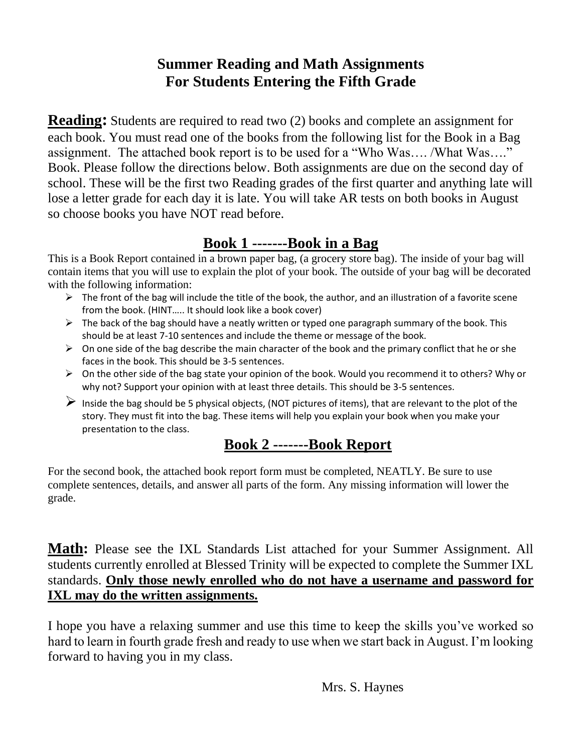# Summer Reading and Math Assignments
# For Students Entering the Fifth Grade

**Reading:** Students are required to read two (2) books and complete an assignment for each book. You must read one of the books from the following list for the Book in a Bag assignment. The attached book report is to be used for a "Who Was…. /What Was…." Book. Please follow the directions below. Both assignments are due on the second day of school. These will be the first two Reading grades of the first quarter and anything late will lose a letter grade for each day it is late. You will take AR tests on both books in August so choose books you have NOT read before.

## Book 1 -------Book in a Bag

This is a Book Report contained in a brown paper bag, (a grocery store bag). The inside of your bag will contain items that you will use to explain the plot of your book. The outside of your bag will be decorated with the following information:

- The front of the bag will include the title of the book, the author, and an illustration of a favorite scene from the book. (HINT….. It should look like a book cover)
- The back of the bag should have a neatly written or typed one paragraph summary of the book. This should be at least 7-10 sentences and include the theme or message of the book.
- On one side of the bag describe the main character of the book and the primary conflict that he or she faces in the book. This should be 3-5 sentences.
- On the other side of the bag state your opinion of the book. Would you recommend it to others? Why or why not? Support your opinion with at least three details. This should be 3-5 sentences.
- Inside the bag should be 5 physical objects, (NOT pictures of items), that are relevant to the plot of the story. They must fit into the bag. These items will help you explain your book when you make your presentation to the class.

## Book 2 -------Book Report

For the second book, the attached book report form must be completed, NEATLY. Be sure to use complete sentences, details, and answer all parts of the form. Any missing information will lower the grade.

**Math:** Please see the IXL Standards List attached for your Summer Assignment. All students currently enrolled at Blessed Trinity will be expected to complete the Summer IXL standards. **Only those newly enrolled who do not have a username and password for IXL may do the written assignments.**

I hope you have a relaxing summer and use this time to keep the skills you've worked so hard to learn in fourth grade fresh and ready to use when we start back in August. I'm looking forward to having you in my class.

Mrs. S. Haynes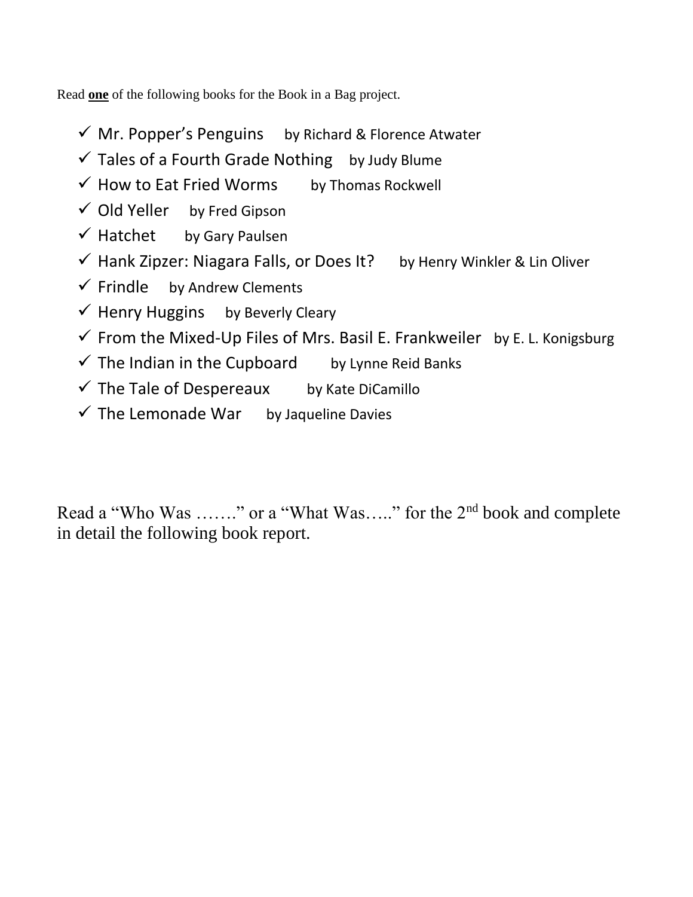Read **one** of the following books for the Book in a Bag project.

- ✓ Mr. Popper's Penguins by Richard & Florence Atwater
- ✓ Tales of a Fourth Grade Nothing by Judy Blume
- ✓ How to Eat Fried Worms by Thomas Rockwell
- ✓ Old Yeller by Fred Gipson
- ✓ Hatchet by Gary Paulsen
- ✓ Hank Zipzer: Niagara Falls, or Does It? by Henry Winkler & Lin Oliver
- ✓ Frindle by Andrew Clements
- ✓ Henry Huggins by Beverly Cleary
- ✓ From the Mixed-Up Files of Mrs. Basil E. Frankweiler by E. L. Konigsburg
- ✓ The Indian in the Cupboard by Lynne Reid Banks
- ✓ The Tale of Despereaux by Kate DiCamillo
- ✓ The Lemonade War by Jaqueline Davies

Read a "Who Was ……." or a "What Was….." for the 2nd book and complete in detail the following book report.